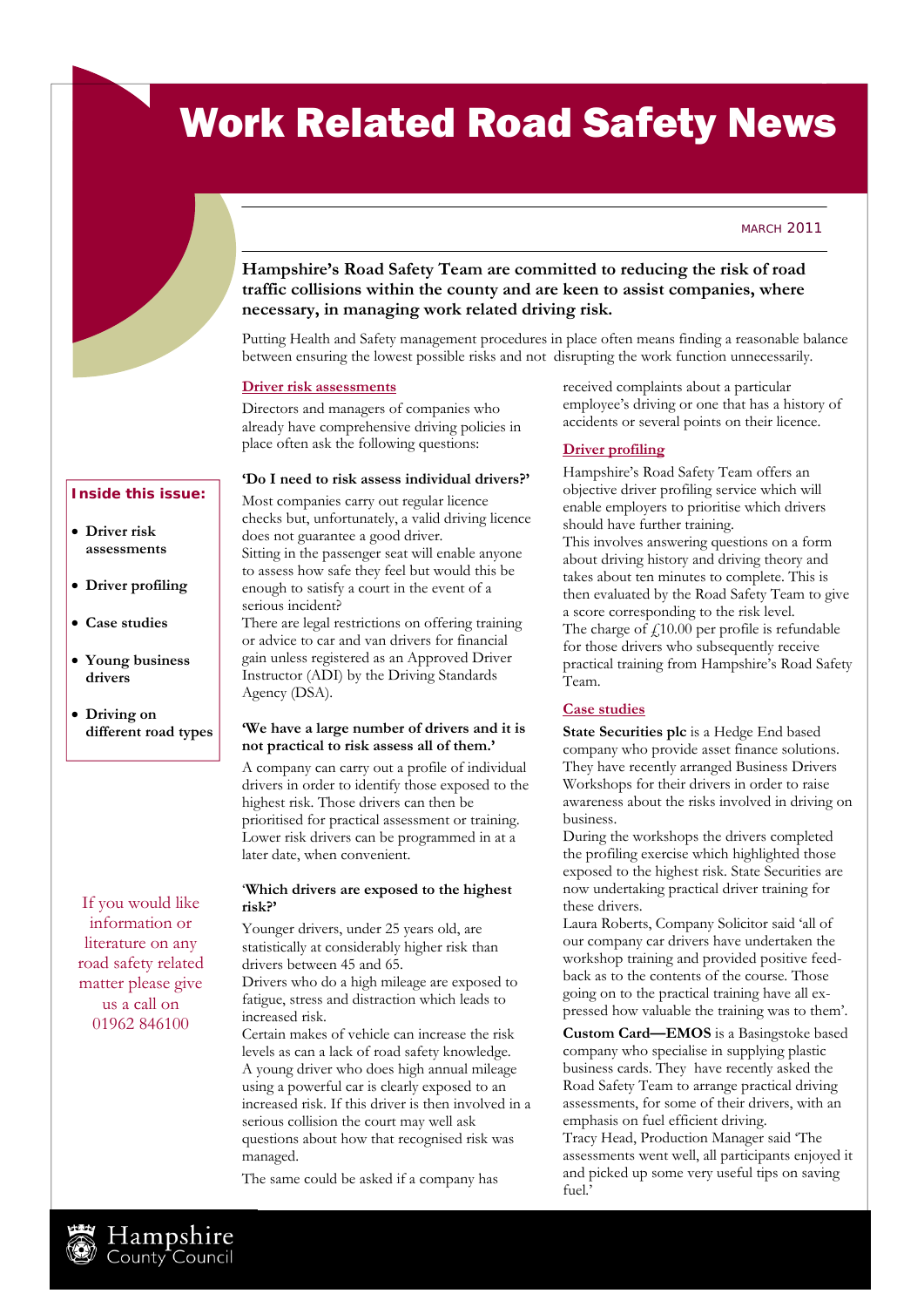# Work Related Road Safety News

MARCH 2011

**Hampshire's Road Safety Team are committed to reducing the risk of road traffic collisions within the county and are keen to assist companies, where necessary, in managing work related driving risk.**

Putting Health and Safety management procedures in place often means finding a reasonable balance between ensuring the lowest possible risks and not disrupting the work function unnecessarily.

**Inside this issue:**

- Driver risk assessments
- Driver profiling
- Case studies
- Young business drivers
- Driving on different road types

If you would like information or literature on any road safety related matter please give us a call on 01962 846100

## Driver risk assessments

Directors and managers of companies who already have comprehensive driving policies in place often ask the following questions:

**'Do I need to risk assess individual drivers?'**

Most companies carry out regular licence checks but, unfortunately, a valid driving licence does not guarantee a good driver.

Sitting in the passenger seat will enable anyone to assess how safe they feel but would this be enough to satisfy a court in the event of a serious incident?

There are legal restrictions on offering training or advice to car and van drivers for financial gain unless registered as an Approved Driver Instructor (ADI) by the Driving Standards Agency (DSA).

**'We have a large number of drivers and it is not practical to risk assess all of them.'**

A company can carry out a profile of individual drivers in order to identify those exposed to the highest risk. Those drivers can then be prioritised for practical assessment or training. Lower risk drivers can be programmed in at a later date, when convenient.

**'Which drivers are exposed to the highest risk?'**

Younger drivers, under 25 years old, are statistically at considerably higher risk than drivers between 45 and 65.

Drivers who do a high mileage are exposed to fatigue, stress and distraction which leads to increased risk.

Certain makes of vehicle can increase the risk levels as can a lack of road safety knowledge.

A young driver who does high annual mileage using a powerful car is clearly exposed to an increased risk. If this driver is then involved in a serious collision the court may well ask questions about how that recognised risk was managed.

The same could be asked if a company has received complaints about a particular employee's driving or one that has a history of accidents or several points on their licence.

## Driver profiling

Hampshire's Road Safety Team offers an objective driver profiling service which will enable employers to prioritise which drivers should have further training.

This involves answering questions on a form about driving history and driving theory and takes about ten minutes to complete. This is then evaluated by the Road Safety Team to give a score corresponding to the risk level.

The charge of £10.00 per profile is refundable for those drivers who subsequently receive practical training from Hampshire's Road Safety Team.

## Case studies

**State Securities plc** is a Hedge End based company who provide asset finance solutions. They have recently arranged Business Drivers Workshops for their drivers in order to raise awareness about the risks involved in driving on business.

During the workshops the drivers completed the profiling exercise which highlighted those exposed to the highest risk. State Securities are now undertaking practical driver training for these drivers.

Laura Roberts, Company Solicitor said 'all of our company car drivers have undertaken the workshop training and provided positive feed-back as to the contents of the course. Those going on to the practical training have all expressed how valuable the training was to them'.

**Custom Card—EMOS** is a Basingstoke based company who specialise in supplying plastic business cards. They have recently asked the Road Safety Team to arrange practical driving assessments, for some of their drivers, with an emphasis on fuel efficient driving.

Tracy Head, Production Manager said 'The assessments went well, all participants enjoyed it and picked up some very useful tips on saving fuel.'

Hampshire County Council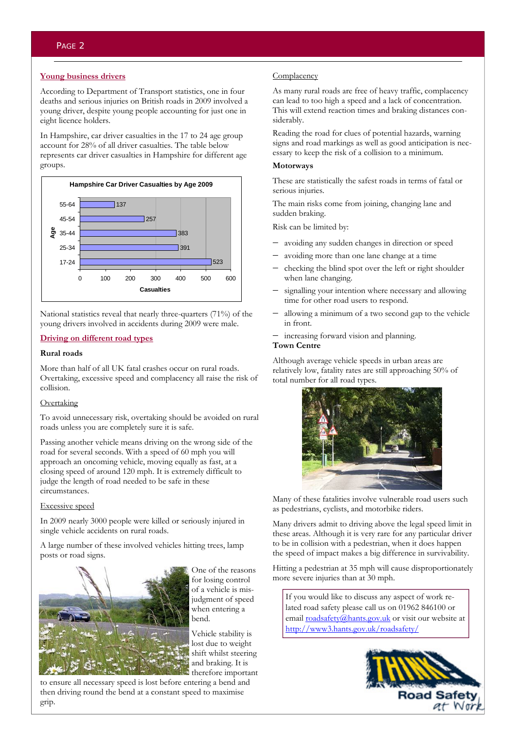## Young business drivers

According to Department of Transport statistics, one in four deaths and serious injuries on British roads in 2009 involved a young driver, despite young people accounting for just one in eight licence holders.

In Hampshire, car driver casualties in the 17 to 24 age group account for 28% of all driver casualties. The table below represents car driver casualties in Hampshire for different age groups.

Hampshire Car Driver Casualties by Age 2009

Age

55-64
137
45-54
257
35-44
383
25-34
391
17-24
523

0 100 200 300 400 500 600

Casualties

National statistics reveal that nearly three-quarters (71%) of the young drivers involved in accidents during 2009 were male.

## Driving on different road types

### Rural roads

More than half of all UK fatal crashes occur on rural roads. Overtaking, excessive speed and complacency all raise the risk of collision.

#### Overtaking

To avoid unnecessary risk, overtaking should be avoided on rural roads unless you are completely sure it is safe.

Passing another vehicle means driving on the wrong side of the road for several seconds. With a speed of 60 mph you will approach an oncoming vehicle, moving equally as fast, at a closing speed of around 120 mph. It is extremely difficult to judge the length of road needed to be safe in these circumstances.

#### Excessive speed

In 2009 nearly 3000 people were killed or seriously injured in single vehicle accidents on rural roads.

A large number of these involved vehicles hitting trees, lamp posts or road signs.

One of the reasons for losing control of a vehicle is misjudgment of speed when entering a bend.

Vehicle stability is lost due to weight shift whilst steering and braking. It is therefore important to ensure all necessary speed is lost before entering a bend and then driving round the bend at a constant speed to maximise grip.

#### Complacency

As many rural roads are free of heavy traffic, complacency can lead to too high a speed and a lack of concentration. This will extend reaction times and braking distances considerably.

Reading the road for clues of potential hazards, warning signs and road markings as well as good anticipation is necessary to keep the risk of a collision to a minimum.

### Motorways

These are statistically the safest roads in terms of fatal or serious injuries.

The main risks come from joining, changing lane and sudden braking.

Risk can be limited by:

- avoiding any sudden changes in direction or speed
- avoiding more than one lane change at a time
- checking the blind spot over the left or right shoulder when lane changing.
- signalling your intention where necessary and allowing time for other road users to respond.
- allowing a minimum of a two second gap to the vehicle in front.
- increasing forward vision and planning.

### Town Centre

Although average vehicle speeds in urban areas are relatively low, fatality rates are still approaching 50% of total number for all road types.

Many of these fatalities involve vulnerable road users such as pedestrians, cyclists, and motorbike riders.

Many drivers admit to driving above the legal speed limit in these areas. Although it is very rare for any particular driver to be in collision with a pedestrian, when it does happen the speed of impact makes a big difference in survivability.

Hitting a pedestrian at 35 mph will cause disproportionately more severe injuries than at 30 mph.

If you would like to discuss any aspect of work related road safety please call us on 01962 846100 or email roadsafety@hants.gov.uk or visit our website at http://www3.hants.gov.uk/roadsafety/